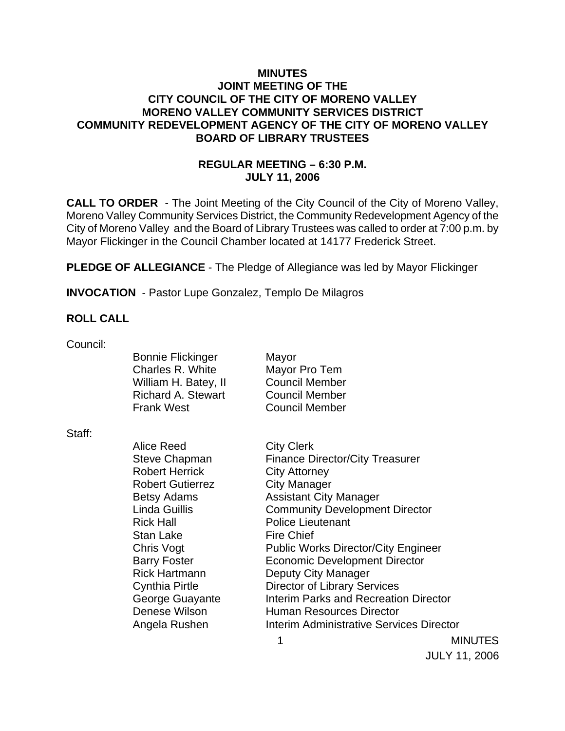# MINUTES
## JOINT MEETING OF THE
## CITY COUNCIL OF THE CITY OF MORENO VALLEY
## MORENO VALLEY COMMUNITY SERVICES DISTRICT
## COMMUNITY REDEVELOPMENT AGENCY OF THE CITY OF MORENO VALLEY
## BOARD OF LIBRARY TRUSTEES

**REGULAR MEETING – 6:30 P.M.**
**JULY 11, 2006**

**CALL TO ORDER** - The Joint Meeting of the City Council of the City of Moreno Valley, Moreno Valley Community Services District, the Community Redevelopment Agency of the City of Moreno Valley and the Board of Library Trustees was called to order at 7:00 p.m. by Mayor Flickinger in the Council Chamber located at 14177 Frederick Street.

**PLEDGE OF ALLEGIANCE** - The Pledge of Allegiance was led by Mayor Flickinger

**INVOCATION** - Pastor Lupe Gonzalez, Templo De Milagros

**ROLL CALL**

Council:

| | |
|---|---|
| Bonnie Flickinger | Mayor |
| Charles R. White | Mayor Pro Tem |
| William H. Batey, II | Council Member |
| Richard A. Stewart | Council Member |
| Frank West | Council Member |

Staff:

| | |
|---|---|
| Alice Reed | City Clerk |
| Steve Chapman | Finance Director/City Treasurer |
| Robert Herrick | City Attorney |
| Robert Gutierrez | City Manager |
| Betsy Adams | Assistant City Manager |
| Linda Guillis | Community Development Director |
| Rick Hall | Police Lieutenant |
| Stan Lake | Fire Chief |
| Chris Vogt | Public Works Director/City Engineer |
| Barry Foster | Economic Development Director |
| Rick Hartmann | Deputy City Manager |
| Cynthia Pirtle | Director of Library Services |
| George Guayante | Interim Parks and Recreation Director |
| Denese Wilson | Human Resources Director |
| Angela Rushen | Interim Administrative Services Director |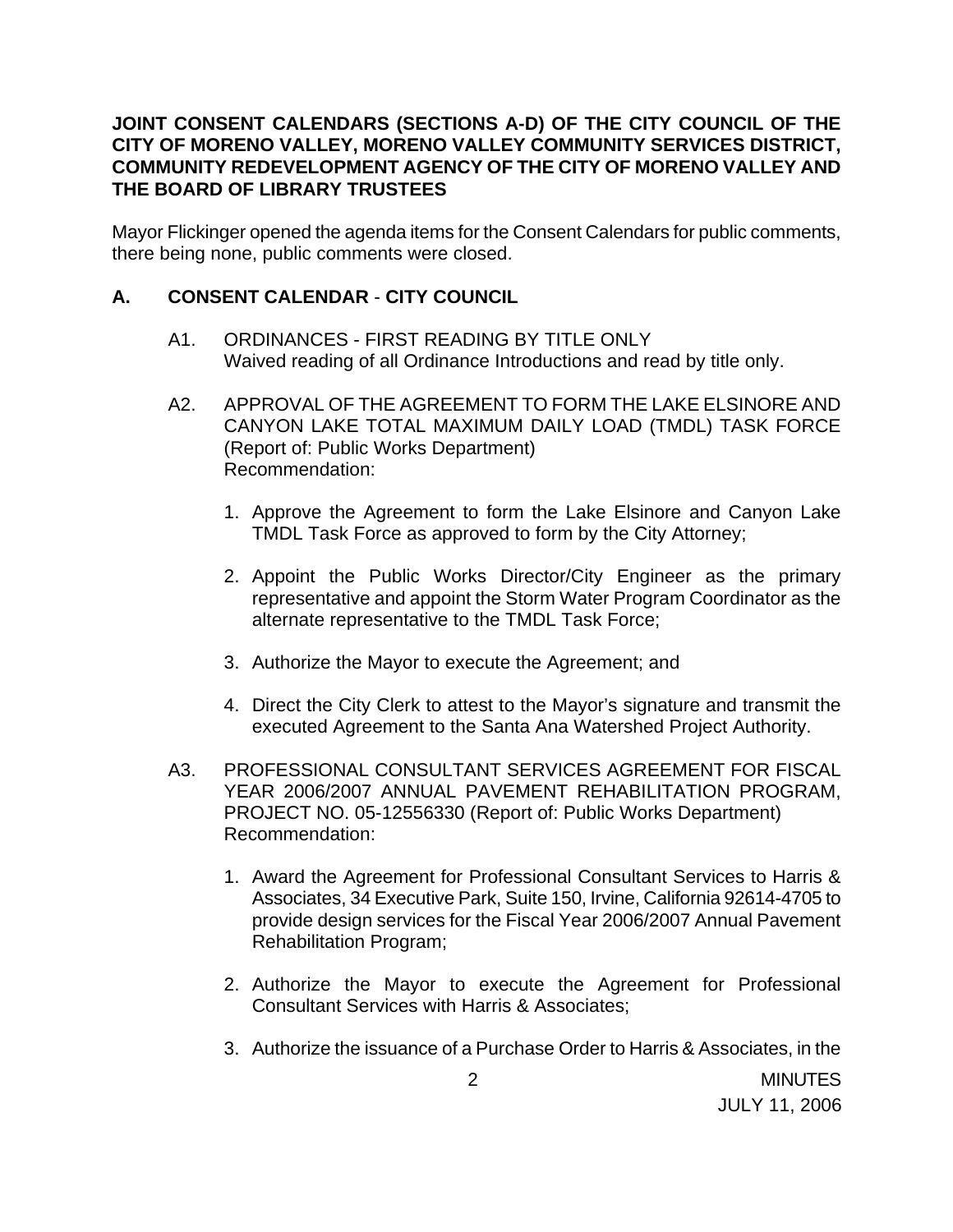**JOINT CONSENT CALENDARS (SECTIONS A-D) OF THE CITY COUNCIL OF THE CITY OF MORENO VALLEY, MORENO VALLEY COMMUNITY SERVICES DISTRICT, COMMUNITY REDEVELOPMENT AGENCY OF THE CITY OF MORENO VALLEY AND THE BOARD OF LIBRARY TRUSTEES**

Mayor Flickinger opened the agenda items for the Consent Calendars for public comments, there being none, public comments were closed.

## A. CONSENT CALENDAR - CITY COUNCIL

A1. ORDINANCES - FIRST READING BY TITLE ONLY
Waived reading of all Ordinance Introductions and read by title only.

A2. APPROVAL OF THE AGREEMENT TO FORM THE LAKE ELSINORE AND CANYON LAKE TOTAL MAXIMUM DAILY LOAD (TMDL) TASK FORCE (Report of: Public Works Department)
Recommendation:

1. Approve the Agreement to form the Lake Elsinore and Canyon Lake TMDL Task Force as approved to form by the City Attorney;

2. Appoint the Public Works Director/City Engineer as the primary representative and appoint the Storm Water Program Coordinator as the alternate representative to the TMDL Task Force;

3. Authorize the Mayor to execute the Agreement; and

4. Direct the City Clerk to attest to the Mayor's signature and transmit the executed Agreement to the Santa Ana Watershed Project Authority.

A3. PROFESSIONAL CONSULTANT SERVICES AGREEMENT FOR FISCAL YEAR 2006/2007 ANNUAL PAVEMENT REHABILITATION PROGRAM, PROJECT NO. 05-12556330 (Report of: Public Works Department)
Recommendation:

1. Award the Agreement for Professional Consultant Services to Harris & Associates, 34 Executive Park, Suite 150, Irvine, California 92614-4705 to provide design services for the Fiscal Year 2006/2007 Annual Pavement Rehabilitation Program;

2. Authorize the Mayor to execute the Agreement for Professional Consultant Services with Harris & Associates;

3. Authorize the issuance of a Purchase Order to Harris & Associates, in the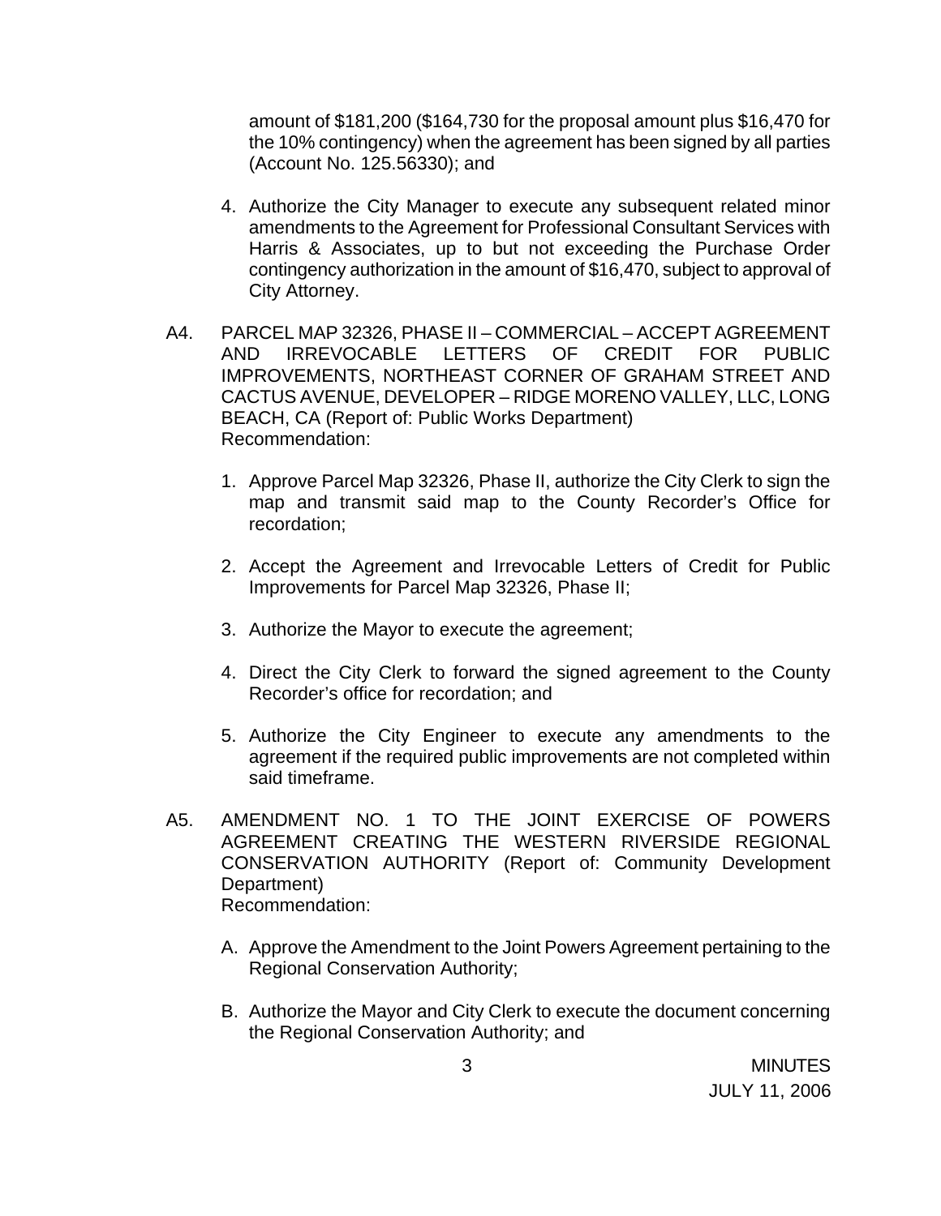amount of $181,200 ($164,730 for the proposal amount plus $16,470 for the 10% contingency) when the agreement has been signed by all parties (Account No. 125.56330); and

4. Authorize the City Manager to execute any subsequent related minor amendments to the Agreement for Professional Consultant Services with Harris & Associates, up to but not exceeding the Purchase Order contingency authorization in the amount of $16,470, subject to approval of City Attorney.

A4. PARCEL MAP 32326, PHASE II – COMMERCIAL – ACCEPT AGREEMENT AND IRREVOCABLE LETTERS OF CREDIT FOR PUBLIC IMPROVEMENTS, NORTHEAST CORNER OF GRAHAM STREET AND CACTUS AVENUE, DEVELOPER – RIDGE MORENO VALLEY, LLC, LONG BEACH, CA (Report of: Public Works Department)
Recommendation:

1. Approve Parcel Map 32326, Phase II, authorize the City Clerk to sign the map and transmit said map to the County Recorder's Office for recordation;

2. Accept the Agreement and Irrevocable Letters of Credit for Public Improvements for Parcel Map 32326, Phase II;

3. Authorize the Mayor to execute the agreement;

4. Direct the City Clerk to forward the signed agreement to the County Recorder's office for recordation; and

5. Authorize the City Engineer to execute any amendments to the agreement if the required public improvements are not completed within said timeframe.

A5. AMENDMENT NO. 1 TO THE JOINT EXERCISE OF POWERS AGREEMENT CREATING THE WESTERN RIVERSIDE REGIONAL CONSERVATION AUTHORITY (Report of: Community Development Department)
Recommendation:

A. Approve the Amendment to the Joint Powers Agreement pertaining to the Regional Conservation Authority;

B. Authorize the Mayor and City Clerk to execute the document concerning the Regional Conservation Authority; and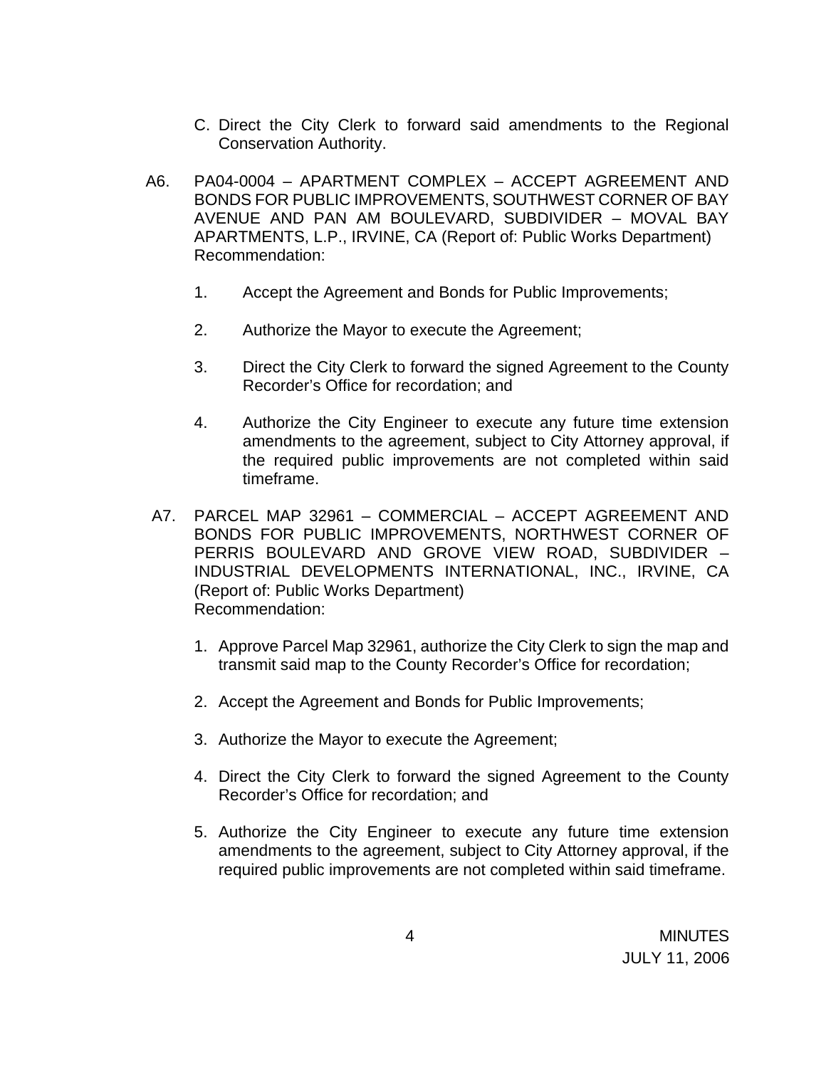C. Direct the City Clerk to forward said amendments to the Regional Conservation Authority.

A6. PA04-0004 – APARTMENT COMPLEX – ACCEPT AGREEMENT AND BONDS FOR PUBLIC IMPROVEMENTS, SOUTHWEST CORNER OF BAY AVENUE AND PAN AM BOULEVARD, SUBDIVIDER – MOVAL BAY APARTMENTS, L.P., IRVINE, CA (Report of: Public Works Department)
Recommendation:

1. Accept the Agreement and Bonds for Public Improvements;

2. Authorize the Mayor to execute the Agreement;

3. Direct the City Clerk to forward the signed Agreement to the County Recorder's Office for recordation; and

4. Authorize the City Engineer to execute any future time extension amendments to the agreement, subject to City Attorney approval, if the required public improvements are not completed within said timeframe.

A7. PARCEL MAP 32961 – COMMERCIAL – ACCEPT AGREEMENT AND BONDS FOR PUBLIC IMPROVEMENTS, NORTHWEST CORNER OF PERRIS BOULEVARD AND GROVE VIEW ROAD, SUBDIVIDER – INDUSTRIAL DEVELOPMENTS INTERNATIONAL, INC., IRVINE, CA (Report of: Public Works Department)
Recommendation:

1. Approve Parcel Map 32961, authorize the City Clerk to sign the map and transmit said map to the County Recorder's Office for recordation;

2. Accept the Agreement and Bonds for Public Improvements;

3. Authorize the Mayor to execute the Agreement;

4. Direct the City Clerk to forward the signed Agreement to the County Recorder's Office for recordation; and

5. Authorize the City Engineer to execute any future time extension amendments to the agreement, subject to City Attorney approval, if the required public improvements are not completed within said timeframe.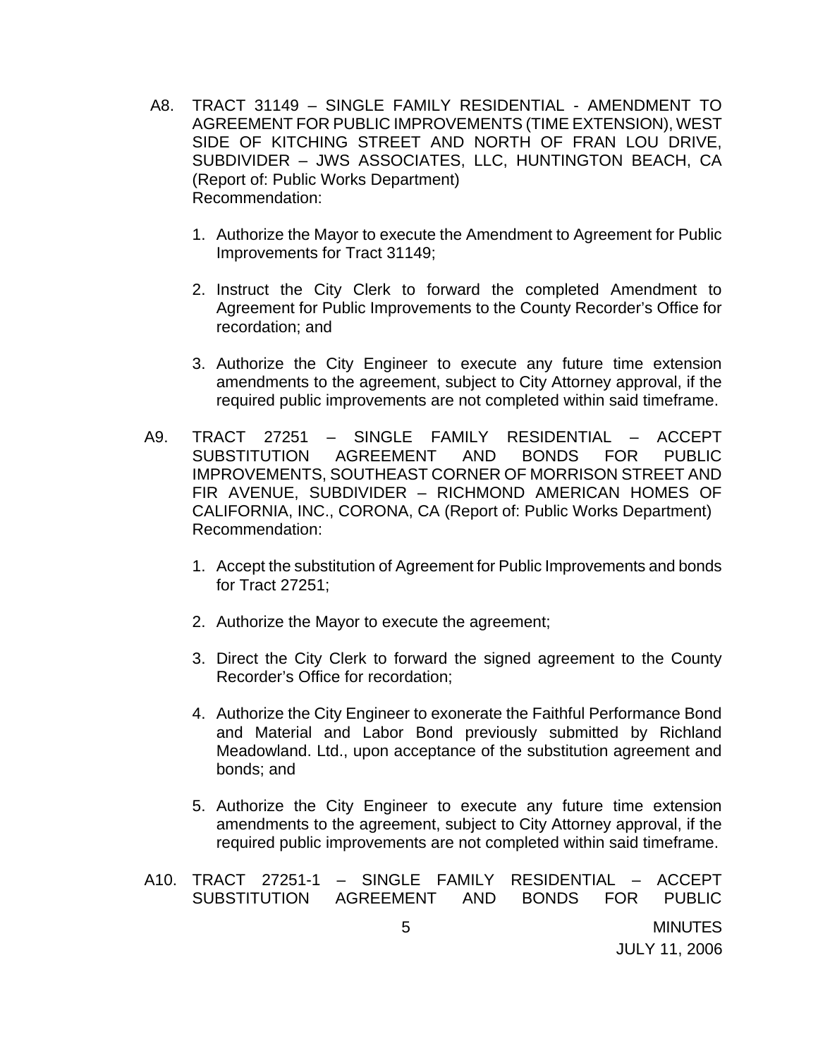A8. TRACT 31149 – SINGLE FAMILY RESIDENTIAL - AMENDMENT TO AGREEMENT FOR PUBLIC IMPROVEMENTS (TIME EXTENSION), WEST SIDE OF KITCHING STREET AND NORTH OF FRAN LOU DRIVE, SUBDIVIDER – JWS ASSOCIATES, LLC, HUNTINGTON BEACH, CA (Report of: Public Works Department)
Recommendation:

1. Authorize the Mayor to execute the Amendment to Agreement for Public Improvements for Tract 31149;

2. Instruct the City Clerk to forward the completed Amendment to Agreement for Public Improvements to the County Recorder's Office for recordation; and

3. Authorize the City Engineer to execute any future time extension amendments to the agreement, subject to City Attorney approval, if the required public improvements are not completed within said timeframe.

A9. TRACT 27251 – SINGLE FAMILY RESIDENTIAL – ACCEPT SUBSTITUTION AGREEMENT AND BONDS FOR PUBLIC IMPROVEMENTS, SOUTHEAST CORNER OF MORRISON STREET AND FIR AVENUE, SUBDIVIDER – RICHMOND AMERICAN HOMES OF CALIFORNIA, INC., CORONA, CA (Report of: Public Works Department)
Recommendation:

1. Accept the substitution of Agreement for Public Improvements and bonds for Tract 27251;

2. Authorize the Mayor to execute the agreement;

3. Direct the City Clerk to forward the signed agreement to the County Recorder's Office for recordation;

4. Authorize the City Engineer to exonerate the Faithful Performance Bond and Material and Labor Bond previously submitted by Richland Meadowland. Ltd., upon acceptance of the substitution agreement and bonds; and

5. Authorize the City Engineer to execute any future time extension amendments to the agreement, subject to City Attorney approval, if the required public improvements are not completed within said timeframe.

A10. TRACT 27251-1 – SINGLE FAMILY RESIDENTIAL – ACCEPT SUBSTITUTION AGREEMENT AND BONDS FOR PUBLIC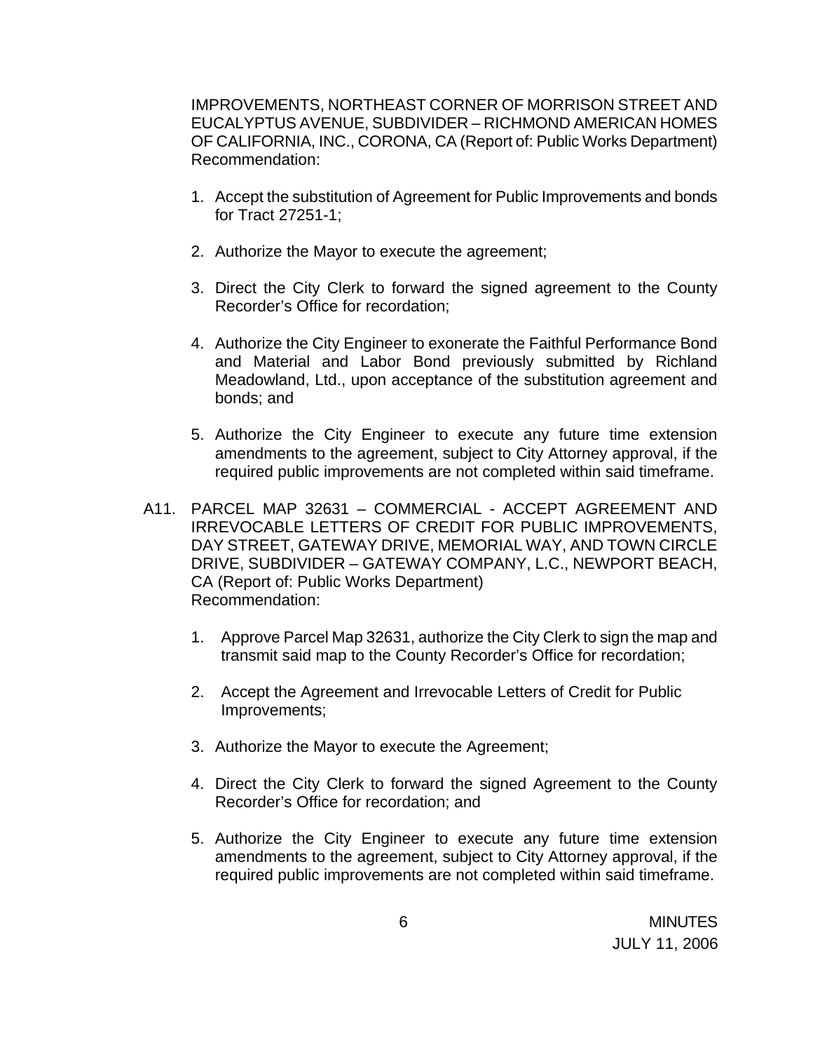IMPROVEMENTS, NORTHEAST CORNER OF MORRISON STREET AND EUCALYPTUS AVENUE, SUBDIVIDER – RICHMOND AMERICAN HOMES OF CALIFORNIA, INC., CORONA, CA (Report of: Public Works Department)
Recommendation:

1. Accept the substitution of Agreement for Public Improvements and bonds for Tract 27251-1;

2. Authorize the Mayor to execute the agreement;

3. Direct the City Clerk to forward the signed agreement to the County Recorder's Office for recordation;

4. Authorize the City Engineer to exonerate the Faithful Performance Bond and Material and Labor Bond previously submitted by Richland Meadowland, Ltd., upon acceptance of the substitution agreement and bonds; and

5. Authorize the City Engineer to execute any future time extension amendments to the agreement, subject to City Attorney approval, if the required public improvements are not completed within said timeframe.

A11. PARCEL MAP 32631 – COMMERCIAL - ACCEPT AGREEMENT AND IRREVOCABLE LETTERS OF CREDIT FOR PUBLIC IMPROVEMENTS, DAY STREET, GATEWAY DRIVE, MEMORIAL WAY, AND TOWN CIRCLE DRIVE, SUBDIVIDER – GATEWAY COMPANY, L.C., NEWPORT BEACH, CA (Report of: Public Works Department)
Recommendation:

1. Approve Parcel Map 32631, authorize the City Clerk to sign the map and transmit said map to the County Recorder's Office for recordation;

2. Accept the Agreement and Irrevocable Letters of Credit for Public Improvements;

3. Authorize the Mayor to execute the Agreement;

4. Direct the City Clerk to forward the signed Agreement to the County Recorder's Office for recordation; and

5. Authorize the City Engineer to execute any future time extension amendments to the agreement, subject to City Attorney approval, if the required public improvements are not completed within said timeframe.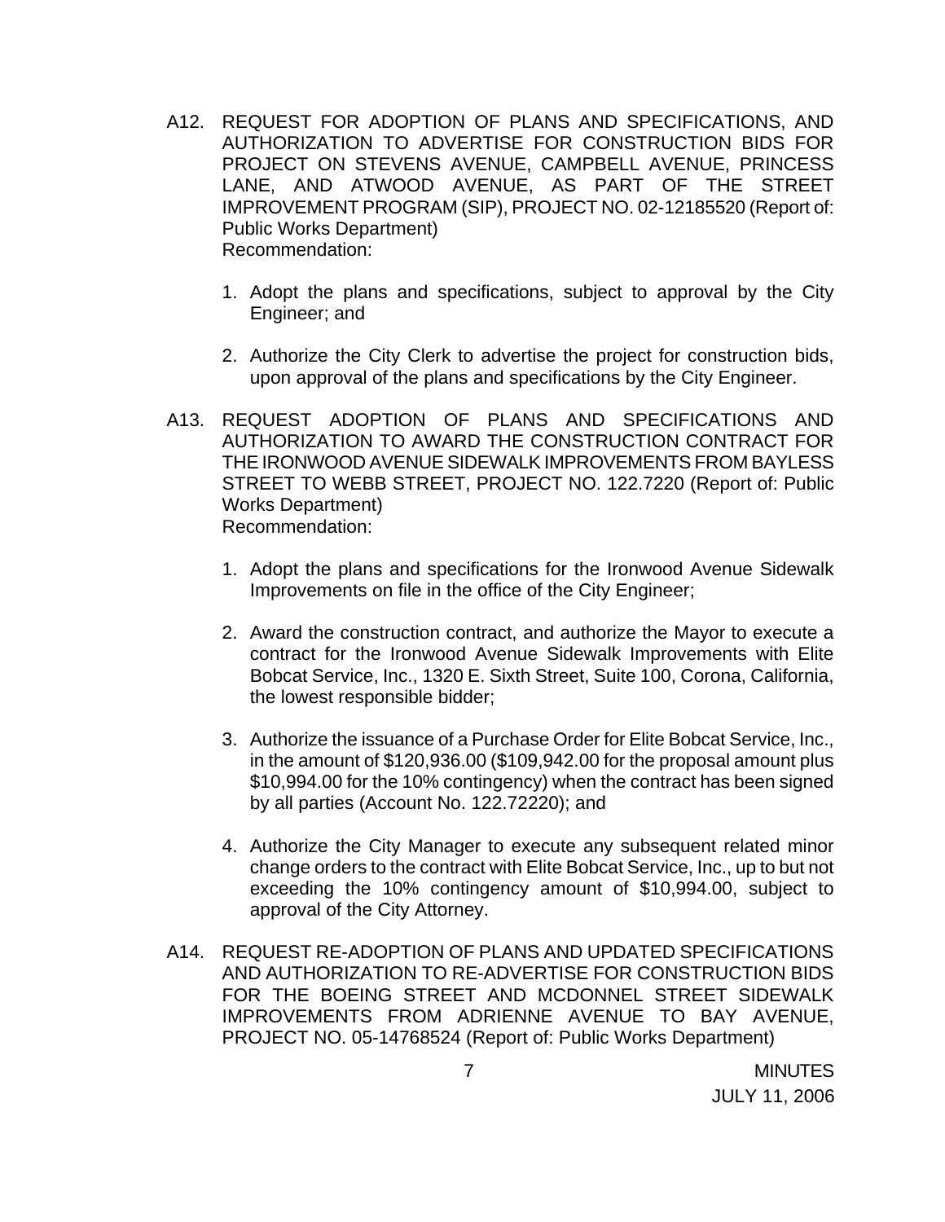A12. REQUEST FOR ADOPTION OF PLANS AND SPECIFICATIONS, AND AUTHORIZATION TO ADVERTISE FOR CONSTRUCTION BIDS FOR PROJECT ON STEVENS AVENUE, CAMPBELL AVENUE, PRINCESS LANE, AND ATWOOD AVENUE, AS PART OF THE STREET IMPROVEMENT PROGRAM (SIP), PROJECT NO. 02-12185520 (Report of: Public Works Department)
Recommendation:

1. Adopt the plans and specifications, subject to approval by the City Engineer; and

2. Authorize the City Clerk to advertise the project for construction bids, upon approval of the plans and specifications by the City Engineer.

A13. REQUEST ADOPTION OF PLANS AND SPECIFICATIONS AND AUTHORIZATION TO AWARD THE CONSTRUCTION CONTRACT FOR THE IRONWOOD AVENUE SIDEWALK IMPROVEMENTS FROM BAYLESS STREET TO WEBB STREET, PROJECT NO. 122.7220 (Report of: Public Works Department)
Recommendation:

1. Adopt the plans and specifications for the Ironwood Avenue Sidewalk Improvements on file in the office of the City Engineer;

2. Award the construction contract, and authorize the Mayor to execute a contract for the Ironwood Avenue Sidewalk Improvements with Elite Bobcat Service, Inc., 1320 E. Sixth Street, Suite 100, Corona, California, the lowest responsible bidder;

3. Authorize the issuance of a Purchase Order for Elite Bobcat Service, Inc., in the amount of $120,936.00 ($109,942.00 for the proposal amount plus $10,994.00 for the 10% contingency) when the contract has been signed by all parties (Account No. 122.72220); and

4. Authorize the City Manager to execute any subsequent related minor change orders to the contract with Elite Bobcat Service, Inc., up to but not exceeding the 10% contingency amount of $10,994.00, subject to approval of the City Attorney.

A14. REQUEST RE-ADOPTION OF PLANS AND UPDATED SPECIFICATIONS AND AUTHORIZATION TO RE-ADVERTISE FOR CONSTRUCTION BIDS FOR THE BOEING STREET AND MCDONNEL STREET SIDEWALK IMPROVEMENTS FROM ADRIENNE AVENUE TO BAY AVENUE, PROJECT NO. 05-14768524 (Report of: Public Works Department)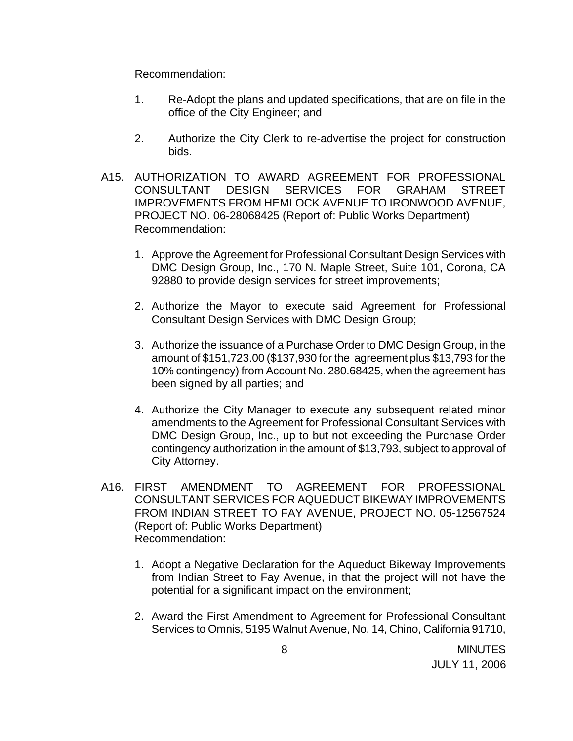Recommendation:

1. Re-Adopt the plans and updated specifications, that are on file in the office of the City Engineer; and

2. Authorize the City Clerk to re-advertise the project for construction bids.

A15. AUTHORIZATION TO AWARD AGREEMENT FOR PROFESSIONAL CONSULTANT DESIGN SERVICES FOR GRAHAM STREET IMPROVEMENTS FROM HEMLOCK AVENUE TO IRONWOOD AVENUE, PROJECT NO. 06-28068425 (Report of: Public Works Department)
Recommendation:

1. Approve the Agreement for Professional Consultant Design Services with DMC Design Group, Inc., 170 N. Maple Street, Suite 101, Corona, CA 92880 to provide design services for street improvements;

2. Authorize the Mayor to execute said Agreement for Professional Consultant Design Services with DMC Design Group;

3. Authorize the issuance of a Purchase Order to DMC Design Group, in the amount of $151,723.00 ($137,930 for the agreement plus $13,793 for the 10% contingency) from Account No. 280.68425, when the agreement has been signed by all parties; and

4. Authorize the City Manager to execute any subsequent related minor amendments to the Agreement for Professional Consultant Services with DMC Design Group, Inc., up to but not exceeding the Purchase Order contingency authorization in the amount of $13,793, subject to approval of City Attorney.

A16. FIRST AMENDMENT TO AGREEMENT FOR PROFESSIONAL CONSULTANT SERVICES FOR AQUEDUCT BIKEWAY IMPROVEMENTS FROM INDIAN STREET TO FAY AVENUE, PROJECT NO. 05-12567524 (Report of: Public Works Department)
Recommendation:

1. Adopt a Negative Declaration for the Aqueduct Bikeway Improvements from Indian Street to Fay Avenue, in that the project will not have the potential for a significant impact on the environment;

2. Award the First Amendment to Agreement for Professional Consultant Services to Omnis, 5195 Walnut Avenue, No. 14, Chino, California 91710,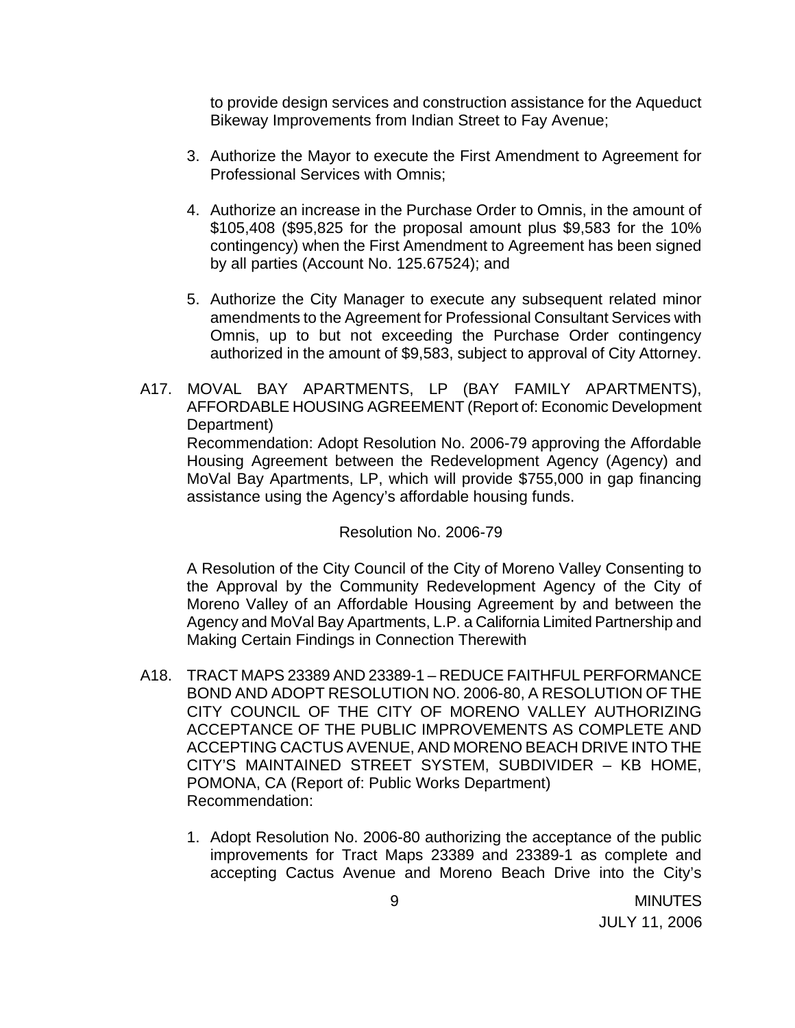to provide design services and construction assistance for the Aqueduct Bikeway Improvements from Indian Street to Fay Avenue;

3. Authorize the Mayor to execute the First Amendment to Agreement for Professional Services with Omnis;

4. Authorize an increase in the Purchase Order to Omnis, in the amount of $105,408 ($95,825 for the proposal amount plus $9,583 for the 10% contingency) when the First Amendment to Agreement has been signed by all parties (Account No. 125.67524); and

5. Authorize the City Manager to execute any subsequent related minor amendments to the Agreement for Professional Consultant Services with Omnis, up to but not exceeding the Purchase Order contingency authorized in the amount of $9,583, subject to approval of City Attorney.

A17. MOVAL BAY APARTMENTS, LP (BAY FAMILY APARTMENTS), AFFORDABLE HOUSING AGREEMENT (Report of: Economic Development Department)
Recommendation: Adopt Resolution No. 2006-79 approving the Affordable Housing Agreement between the Redevelopment Agency (Agency) and MoVal Bay Apartments, LP, which will provide $755,000 in gap financing assistance using the Agency's affordable housing funds.

Resolution No. 2006-79

A Resolution of the City Council of the City of Moreno Valley Consenting to the Approval by the Community Redevelopment Agency of the City of Moreno Valley of an Affordable Housing Agreement by and between the Agency and MoVal Bay Apartments, L.P. a California Limited Partnership and Making Certain Findings in Connection Therewith

A18. TRACT MAPS 23389 AND 23389-1 – REDUCE FAITHFUL PERFORMANCE BOND AND ADOPT RESOLUTION NO. 2006-80, A RESOLUTION OF THE CITY COUNCIL OF THE CITY OF MORENO VALLEY AUTHORIZING ACCEPTANCE OF THE PUBLIC IMPROVEMENTS AS COMPLETE AND ACCEPTING CACTUS AVENUE, AND MORENO BEACH DRIVE INTO THE CITY'S MAINTAINED STREET SYSTEM, SUBDIVIDER – KB HOME, POMONA, CA (Report of: Public Works Department)
Recommendation:

1. Adopt Resolution No. 2006-80 authorizing the acceptance of the public improvements for Tract Maps 23389 and 23389-1 as complete and accepting Cactus Avenue and Moreno Beach Drive into the City's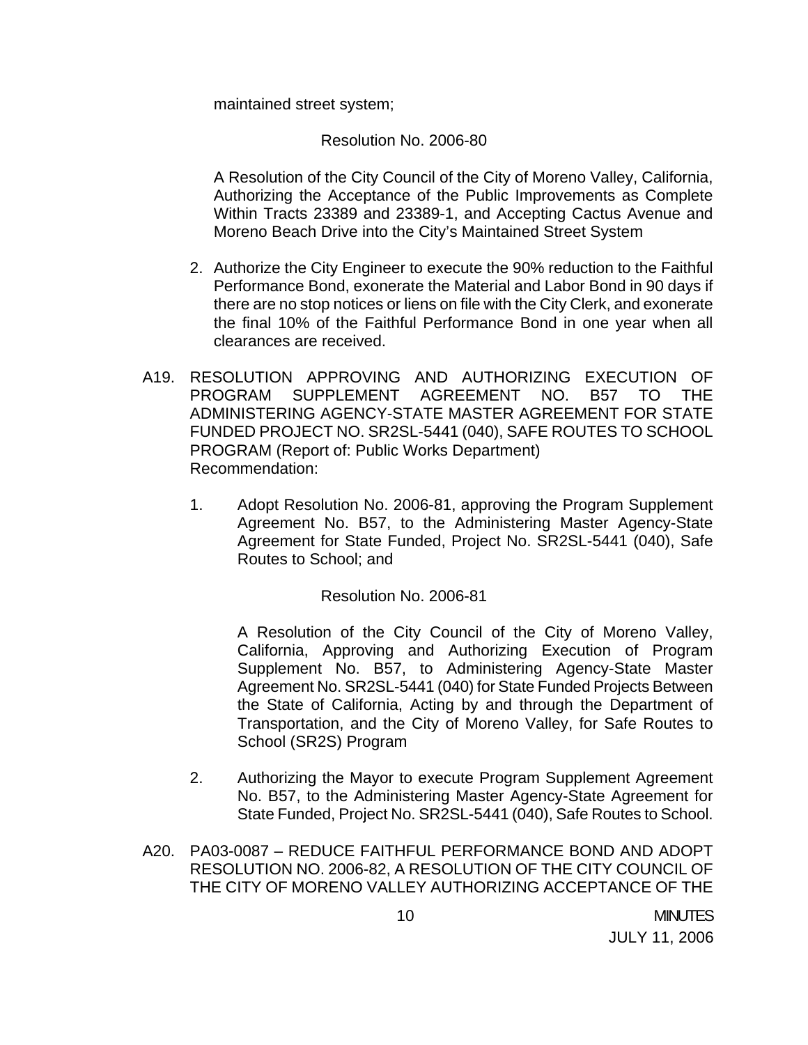maintained street system;

Resolution No. 2006-80

A Resolution of the City Council of the City of Moreno Valley, California, Authorizing the Acceptance of the Public Improvements as Complete Within Tracts 23389 and 23389-1, and Accepting Cactus Avenue and Moreno Beach Drive into the City's Maintained Street System

2. Authorize the City Engineer to execute the 90% reduction to the Faithful Performance Bond, exonerate the Material and Labor Bond in 90 days if there are no stop notices or liens on file with the City Clerk, and exonerate the final 10% of the Faithful Performance Bond in one year when all clearances are received.

A19. RESOLUTION APPROVING AND AUTHORIZING EXECUTION OF PROGRAM SUPPLEMENT AGREEMENT NO. B57 TO THE ADMINISTERING AGENCY-STATE MASTER AGREEMENT FOR STATE FUNDED PROJECT NO. SR2SL-5441 (040), SAFE ROUTES TO SCHOOL PROGRAM (Report of: Public Works Department)
Recommendation:

1. Adopt Resolution No. 2006-81, approving the Program Supplement Agreement No. B57, to the Administering Master Agency-State Agreement for State Funded, Project No. SR2SL-5441 (040), Safe Routes to School; and

   Resolution No. 2006-81

   A Resolution of the City Council of the City of Moreno Valley, California, Approving and Authorizing Execution of Program Supplement No. B57, to Administering Agency-State Master Agreement No. SR2SL-5441 (040) for State Funded Projects Between the State of California, Acting by and through the Department of Transportation, and the City of Moreno Valley, for Safe Routes to School (SR2S) Program

2. Authorizing the Mayor to execute Program Supplement Agreement No. B57, to the Administering Master Agency-State Agreement for State Funded, Project No. SR2SL-5441 (040), Safe Routes to School.

A20. PA03-0087 – REDUCE FAITHFUL PERFORMANCE BOND AND ADOPT RESOLUTION NO. 2006-82, A RESOLUTION OF THE CITY COUNCIL OF THE CITY OF MORENO VALLEY AUTHORIZING ACCEPTANCE OF THE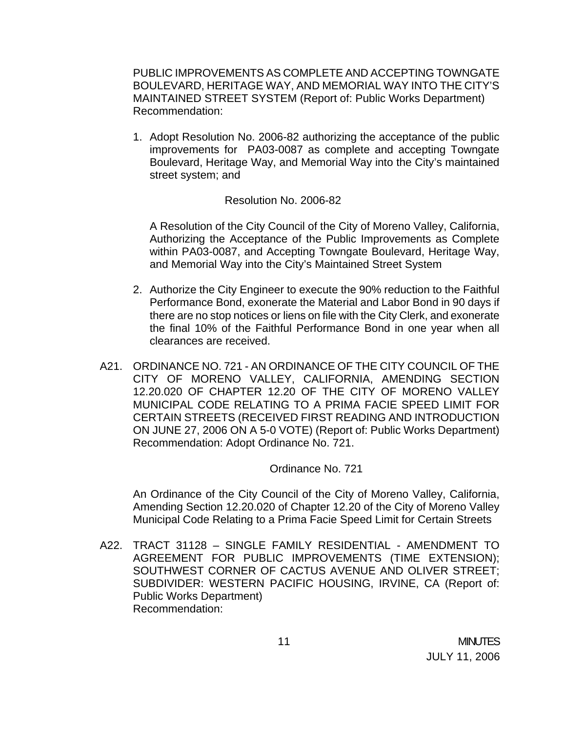PUBLIC IMPROVEMENTS AS COMPLETE AND ACCEPTING TOWNGATE BOULEVARD, HERITAGE WAY, AND MEMORIAL WAY INTO THE CITY'S MAINTAINED STREET SYSTEM (Report of: Public Works Department)
Recommendation:

1. Adopt Resolution No. 2006-82 authorizing the acceptance of the public improvements for PA03-0087 as complete and accepting Towngate Boulevard, Heritage Way, and Memorial Way into the City's maintained street system; and

   Resolution No. 2006-82

   A Resolution of the City Council of the City of Moreno Valley, California, Authorizing the Acceptance of the Public Improvements as Complete within PA03-0087, and Accepting Towngate Boulevard, Heritage Way, and Memorial Way into the City's Maintained Street System

2. Authorize the City Engineer to execute the 90% reduction to the Faithful Performance Bond, exonerate the Material and Labor Bond in 90 days if there are no stop notices or liens on file with the City Clerk, and exonerate the final 10% of the Faithful Performance Bond in one year when all clearances are received.

A21. ORDINANCE NO. 721 - AN ORDINANCE OF THE CITY COUNCIL OF THE CITY OF MORENO VALLEY, CALIFORNIA, AMENDING SECTION 12.20.020 OF CHAPTER 12.20 OF THE CITY OF MORENO VALLEY MUNICIPAL CODE RELATING TO A PRIMA FACIE SPEED LIMIT FOR CERTAIN STREETS (RECEIVED FIRST READING AND INTRODUCTION ON JUNE 27, 2006 ON A 5-0 VOTE) (Report of: Public Works Department)
Recommendation: Adopt Ordinance No. 721.

Ordinance No. 721

An Ordinance of the City Council of the City of Moreno Valley, California, Amending Section 12.20.020 of Chapter 12.20 of the City of Moreno Valley Municipal Code Relating to a Prima Facie Speed Limit for Certain Streets

A22. TRACT 31128 – SINGLE FAMILY RESIDENTIAL - AMENDMENT TO AGREEMENT FOR PUBLIC IMPROVEMENTS (TIME EXTENSION); SOUTHWEST CORNER OF CACTUS AVENUE AND OLIVER STREET; SUBDIVIDER: WESTERN PACIFIC HOUSING, IRVINE, CA (Report of: Public Works Department)
Recommendation: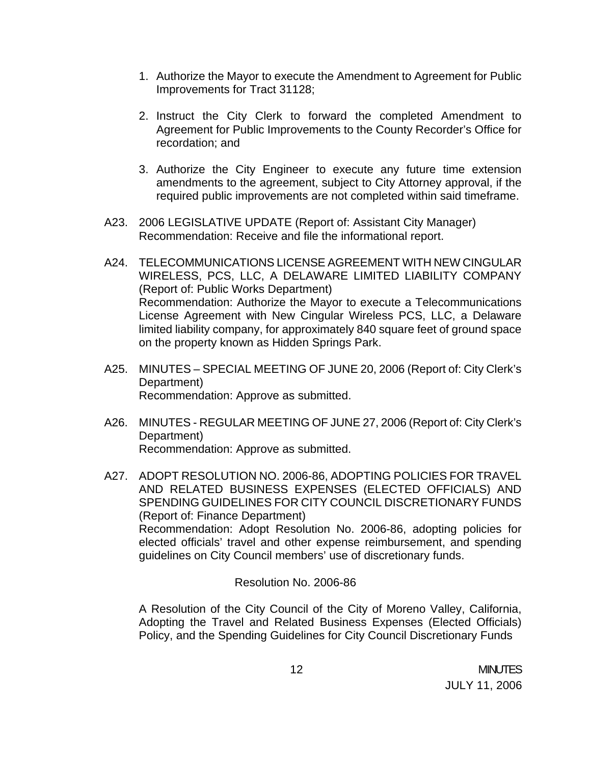1. Authorize the Mayor to execute the Amendment to Agreement for Public Improvements for Tract 31128;

2. Instruct the City Clerk to forward the completed Amendment to Agreement for Public Improvements to the County Recorder's Office for recordation; and

3. Authorize the City Engineer to execute any future time extension amendments to the agreement, subject to City Attorney approval, if the required public improvements are not completed within said timeframe.

A23. 2006 LEGISLATIVE UPDATE (Report of: Assistant City Manager)
Recommendation: Receive and file the informational report.

A24. TELECOMMUNICATIONS LICENSE AGREEMENT WITH NEW CINGULAR WIRELESS, PCS, LLC, A DELAWARE LIMITED LIABILITY COMPANY (Report of: Public Works Department)
Recommendation: Authorize the Mayor to execute a Telecommunications License Agreement with New Cingular Wireless PCS, LLC, a Delaware limited liability company, for approximately 840 square feet of ground space on the property known as Hidden Springs Park.

A25. MINUTES – SPECIAL MEETING OF JUNE 20, 2006 (Report of: City Clerk's Department)
Recommendation: Approve as submitted.

A26. MINUTES - REGULAR MEETING OF JUNE 27, 2006 (Report of: City Clerk's Department)
Recommendation: Approve as submitted.

A27. ADOPT RESOLUTION NO. 2006-86, ADOPTING POLICIES FOR TRAVEL AND RELATED BUSINESS EXPENSES (ELECTED OFFICIALS) AND SPENDING GUIDELINES FOR CITY COUNCIL DISCRETIONARY FUNDS (Report of: Finance Department)
Recommendation: Adopt Resolution No. 2006-86, adopting policies for elected officials' travel and other expense reimbursement, and spending guidelines on City Council members' use of discretionary funds.

Resolution No. 2006-86

A Resolution of the City Council of the City of Moreno Valley, California, Adopting the Travel and Related Business Expenses (Elected Officials) Policy, and the Spending Guidelines for City Council Discretionary Funds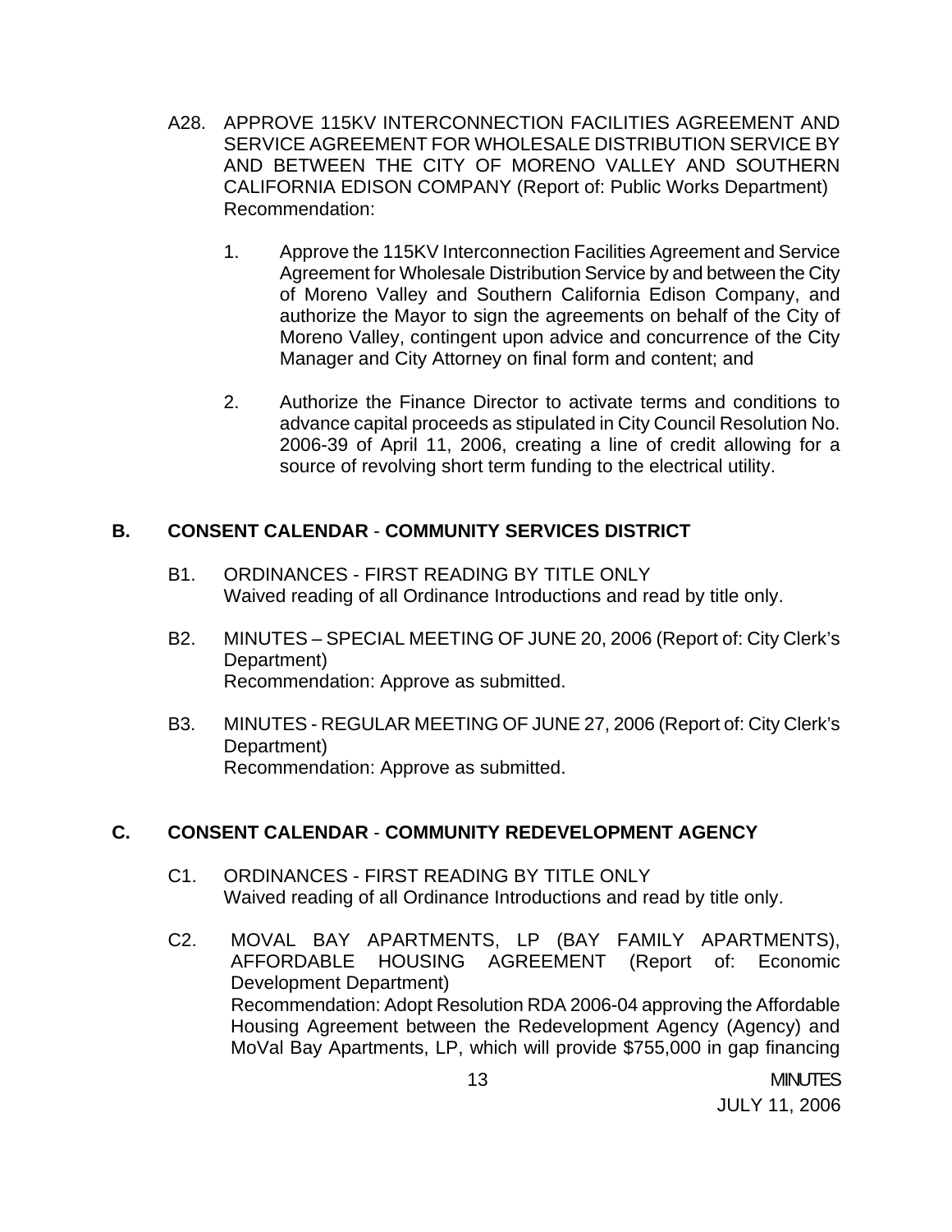A28. APPROVE 115KV INTERCONNECTION FACILITIES AGREEMENT AND SERVICE AGREEMENT FOR WHOLESALE DISTRIBUTION SERVICE BY AND BETWEEN THE CITY OF MORENO VALLEY AND SOUTHERN CALIFORNIA EDISON COMPANY (Report of: Public Works Department)
Recommendation:

1. Approve the 115KV Interconnection Facilities Agreement and Service Agreement for Wholesale Distribution Service by and between the City of Moreno Valley and Southern California Edison Company, and authorize the Mayor to sign the agreements on behalf of the City of Moreno Valley, contingent upon advice and concurrence of the City Manager and City Attorney on final form and content; and

2. Authorize the Finance Director to activate terms and conditions to advance capital proceeds as stipulated in City Council Resolution No. 2006-39 of April 11, 2006, creating a line of credit allowing for a source of revolving short term funding to the electrical utility.

## B. CONSENT CALENDAR - COMMUNITY SERVICES DISTRICT

B1. ORDINANCES - FIRST READING BY TITLE ONLY
Waived reading of all Ordinance Introductions and read by title only.

B2. MINUTES – SPECIAL MEETING OF JUNE 20, 2006 (Report of: City Clerk's Department)
Recommendation: Approve as submitted.

B3. MINUTES - REGULAR MEETING OF JUNE 27, 2006 (Report of: City Clerk's Department)
Recommendation: Approve as submitted.

## C. CONSENT CALENDAR - COMMUNITY REDEVELOPMENT AGENCY

C1. ORDINANCES - FIRST READING BY TITLE ONLY
Waived reading of all Ordinance Introductions and read by title only.

C2. MOVAL BAY APARTMENTS, LP (BAY FAMILY APARTMENTS), AFFORDABLE HOUSING AGREEMENT (Report of: Economic Development Department)
Recommendation: Adopt Resolution RDA 2006-04 approving the Affordable Housing Agreement between the Redevelopment Agency (Agency) and MoVal Bay Apartments, LP, which will provide $755,000 in gap financing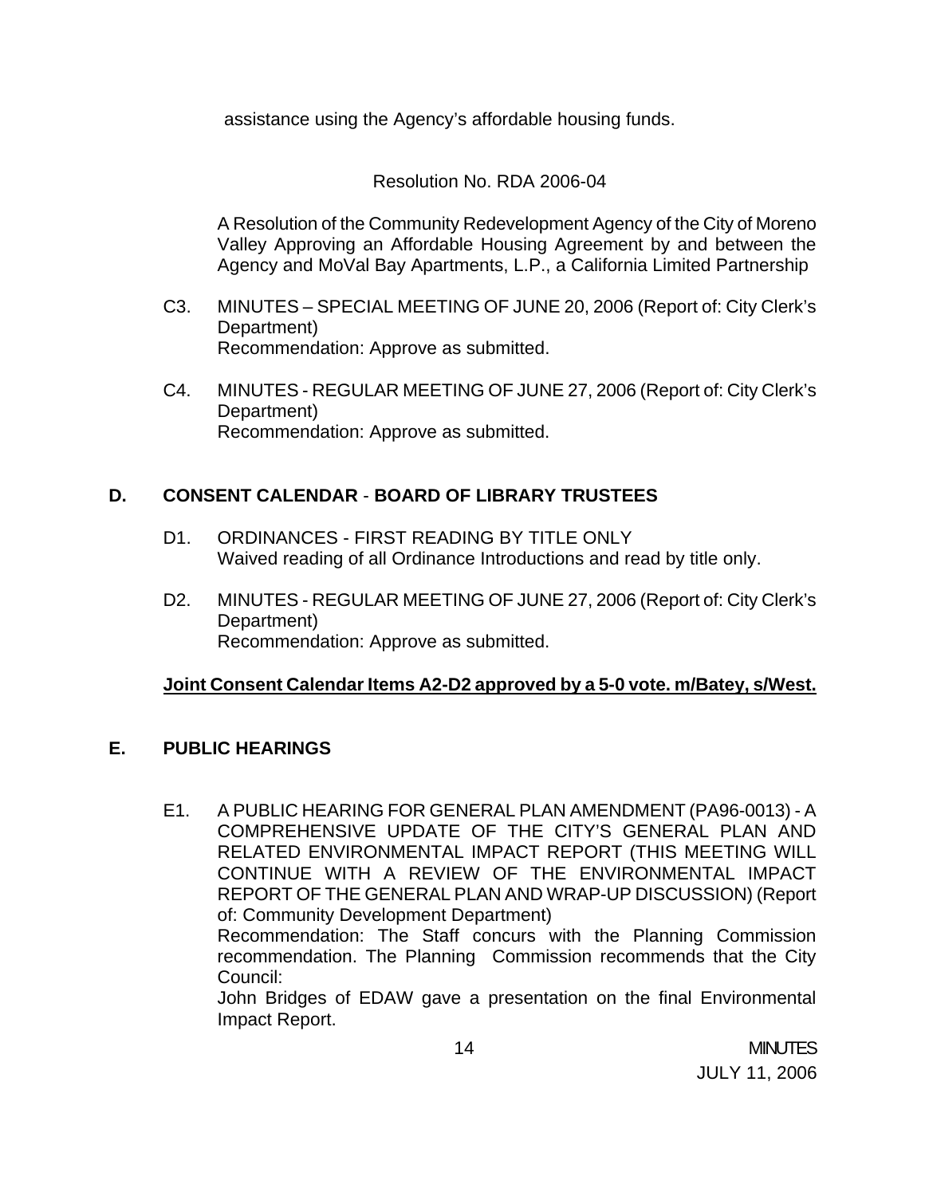assistance using the Agency's affordable housing funds.

Resolution No. RDA 2006-04

A Resolution of the Community Redevelopment Agency of the City of Moreno Valley Approving an Affordable Housing Agreement by and between the Agency and MoVal Bay Apartments, L.P., a California Limited Partnership

C3. MINUTES – SPECIAL MEETING OF JUNE 20, 2006 (Report of: City Clerk's Department)
Recommendation: Approve as submitted.

C4. MINUTES - REGULAR MEETING OF JUNE 27, 2006 (Report of: City Clerk's Department)
Recommendation: Approve as submitted.

## D. CONSENT CALENDAR - BOARD OF LIBRARY TRUSTEES

D1. ORDINANCES - FIRST READING BY TITLE ONLY
Waived reading of all Ordinance Introductions and read by title only.

D2. MINUTES - REGULAR MEETING OF JUNE 27, 2006 (Report of: City Clerk's Department)
Recommendation: Approve as submitted.

**Joint Consent Calendar Items A2-D2 approved by a 5-0 vote. m/Batey, s/West.**

## E. PUBLIC HEARINGS

E1. A PUBLIC HEARING FOR GENERAL PLAN AMENDMENT (PA96-0013) - A COMPREHENSIVE UPDATE OF THE CITY'S GENERAL PLAN AND RELATED ENVIRONMENTAL IMPACT REPORT (THIS MEETING WILL CONTINUE WITH A REVIEW OF THE ENVIRONMENTAL IMPACT REPORT OF THE GENERAL PLAN AND WRAP-UP DISCUSSION) (Report of: Community Development Department)
Recommendation: The Staff concurs with the Planning Commission recommendation. The Planning Commission recommends that the City Council:
John Bridges of EDAW gave a presentation on the final Environmental Impact Report.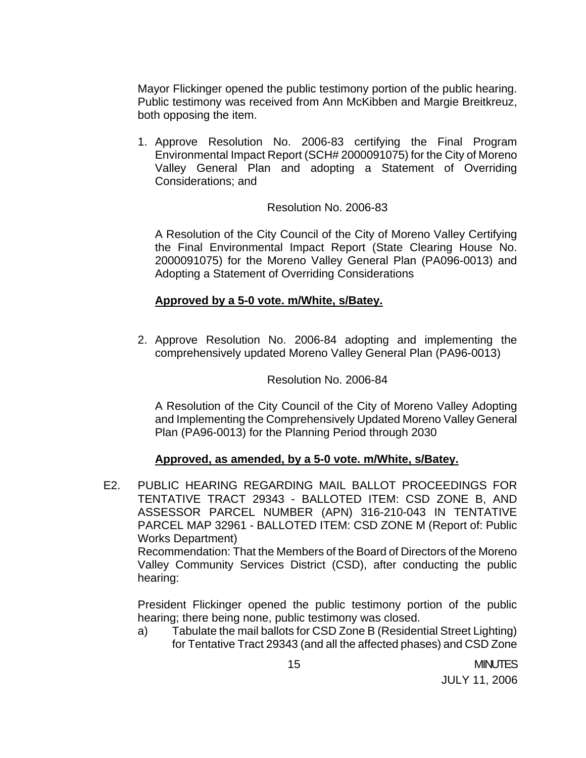Mayor Flickinger opened the public testimony portion of the public hearing. Public testimony was received from Ann McKibben and Margie Breitkreuz, both opposing the item.

1. Approve Resolution No. 2006-83 certifying the Final Program Environmental Impact Report (SCH# 2000091075) for the City of Moreno Valley General Plan and adopting a Statement of Overriding Considerations; and

   Resolution No. 2006-83

   A Resolution of the City Council of the City of Moreno Valley Certifying the Final Environmental Impact Report (State Clearing House No. 2000091075) for the Moreno Valley General Plan (PA096-0013) and Adopting a Statement of Overriding Considerations

   **Approved by a 5-0 vote. m/White, s/Batey.**

2. Approve Resolution No. 2006-84 adopting and implementing the comprehensively updated Moreno Valley General Plan (PA96-0013)

   Resolution No. 2006-84

   A Resolution of the City Council of the City of Moreno Valley Adopting and Implementing the Comprehensively Updated Moreno Valley General Plan (PA96-0013) for the Planning Period through 2030

   **Approved, as amended, by a 5-0 vote. m/White, s/Batey.**

E2. PUBLIC HEARING REGARDING MAIL BALLOT PROCEEDINGS FOR TENTATIVE TRACT 29343 - BALLOTED ITEM: CSD ZONE B, AND ASSESSOR PARCEL NUMBER (APN) 316-210-043 IN TENTATIVE PARCEL MAP 32961 - BALLOTED ITEM: CSD ZONE M (Report of: Public Works Department)
Recommendation: That the Members of the Board of Directors of the Moreno Valley Community Services District (CSD), after conducting the public hearing:

President Flickinger opened the public testimony portion of the public hearing; there being none, public testimony was closed.

a) Tabulate the mail ballots for CSD Zone B (Residential Street Lighting) for Tentative Tract 29343 (and all the affected phases) and CSD Zone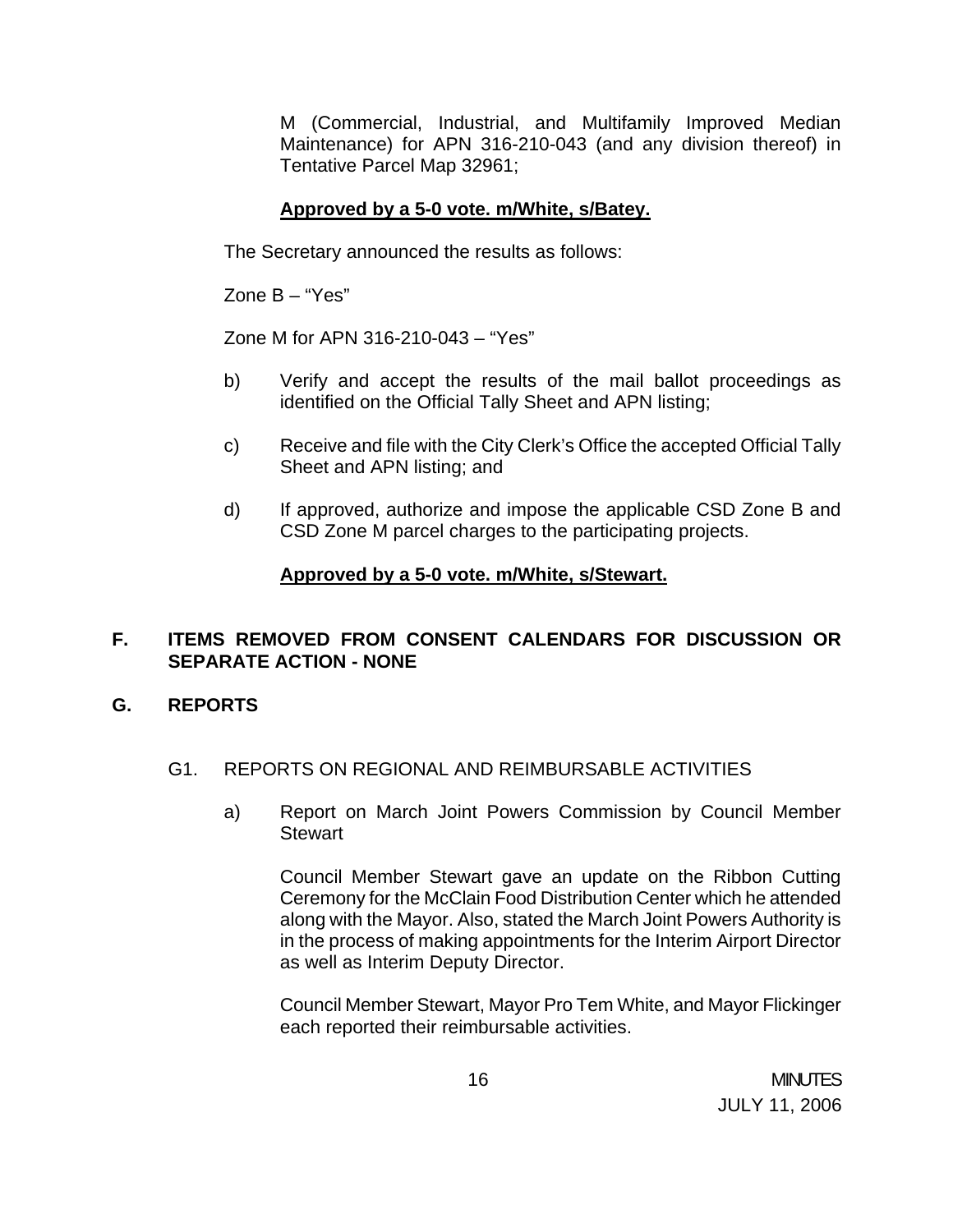M (Commercial, Industrial, and Multifamily Improved Median Maintenance) for APN 316-210-043 (and any division thereof) in Tentative Parcel Map 32961;

**Approved by a 5-0 vote. m/White, s/Batey.**

The Secretary announced the results as follows:

Zone B – "Yes"

Zone M for APN 316-210-043 – "Yes"

b) Verify and accept the results of the mail ballot proceedings as identified on the Official Tally Sheet and APN listing;

c) Receive and file with the City Clerk's Office the accepted Official Tally Sheet and APN listing; and

d) If approved, authorize and impose the applicable CSD Zone B and CSD Zone M parcel charges to the participating projects.

**Approved by a 5-0 vote. m/White, s/Stewart.**

## F. ITEMS REMOVED FROM CONSENT CALENDARS FOR DISCUSSION OR SEPARATE ACTION - NONE

## G. REPORTS

G1. REPORTS ON REGIONAL AND REIMBURSABLE ACTIVITIES

a) Report on March Joint Powers Commission by Council Member Stewart

Council Member Stewart gave an update on the Ribbon Cutting Ceremony for the McClain Food Distribution Center which he attended along with the Mayor. Also, stated the March Joint Powers Authority is in the process of making appointments for the Interim Airport Director as well as Interim Deputy Director.

Council Member Stewart, Mayor Pro Tem White, and Mayor Flickinger each reported their reimbursable activities.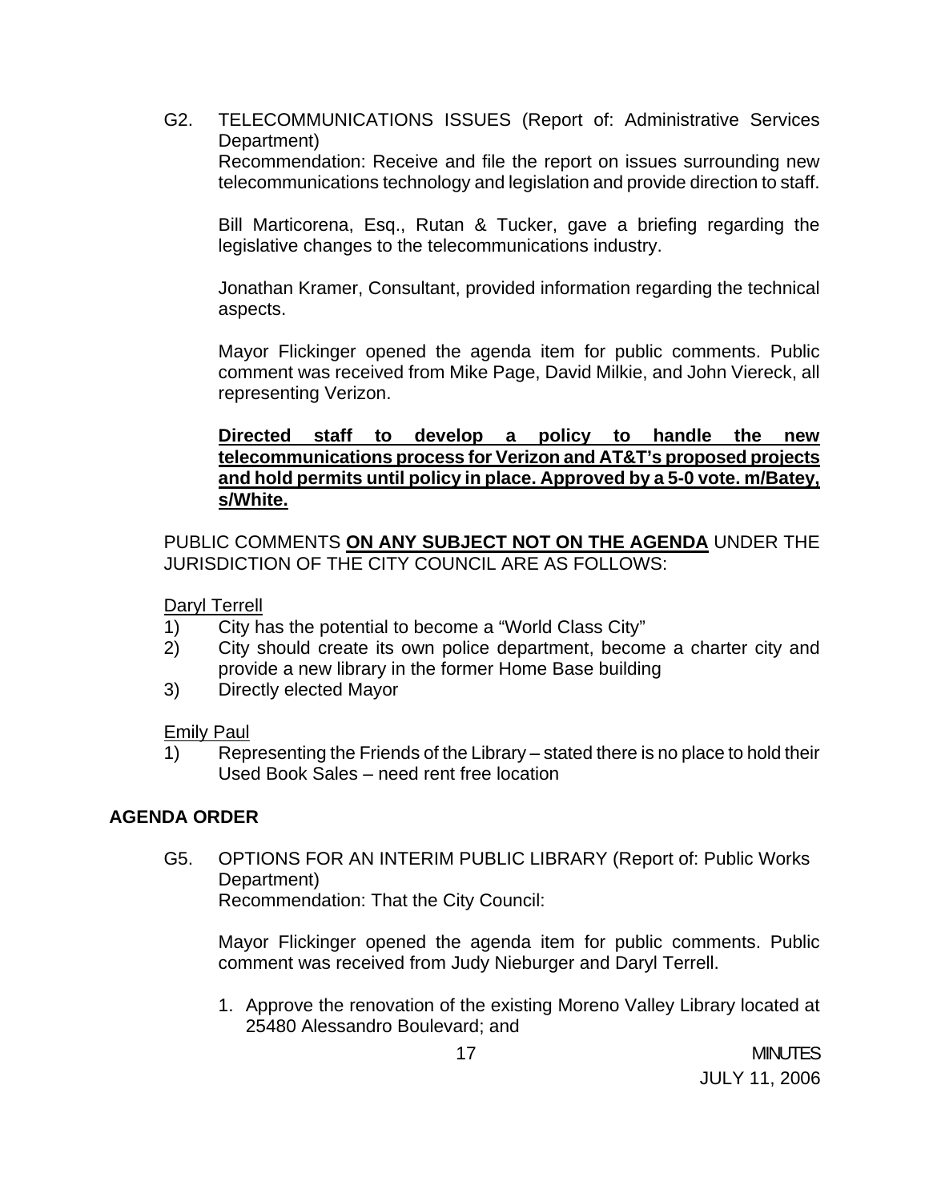G2. TELECOMMUNICATIONS ISSUES (Report of: Administrative Services Department)
Recommendation: Receive and file the report on issues surrounding new telecommunications technology and legislation and provide direction to staff.

Bill Marticorena, Esq., Rutan & Tucker, gave a briefing regarding the legislative changes to the telecommunications industry.

Jonathan Kramer, Consultant, provided information regarding the technical aspects.

Mayor Flickinger opened the agenda item for public comments. Public comment was received from Mike Page, David Milkie, and John Viereck, all representing Verizon.

**Directed staff to develop a policy to handle the new telecommunications process for Verizon and AT&T's proposed projects and hold permits until policy in place. Approved by a 5-0 vote. m/Batey, s/White.**

PUBLIC COMMENTS **ON ANY SUBJECT NOT ON THE AGENDA** UNDER THE JURISDICTION OF THE CITY COUNCIL ARE AS FOLLOWS:

Daryl Terrell

1) City has the potential to become a "World Class City"
2) City should create its own police department, become a charter city and provide a new library in the former Home Base building
3) Directly elected Mayor

Emily Paul

1) Representing the Friends of the Library – stated there is no place to hold their Used Book Sales – need rent free location

## AGENDA ORDER

G5. OPTIONS FOR AN INTERIM PUBLIC LIBRARY (Report of: Public Works Department)
Recommendation: That the City Council:

Mayor Flickinger opened the agenda item for public comments. Public comment was received from Judy Nieburger and Daryl Terrell.

1. Approve the renovation of the existing Moreno Valley Library located at 25480 Alessandro Boulevard; and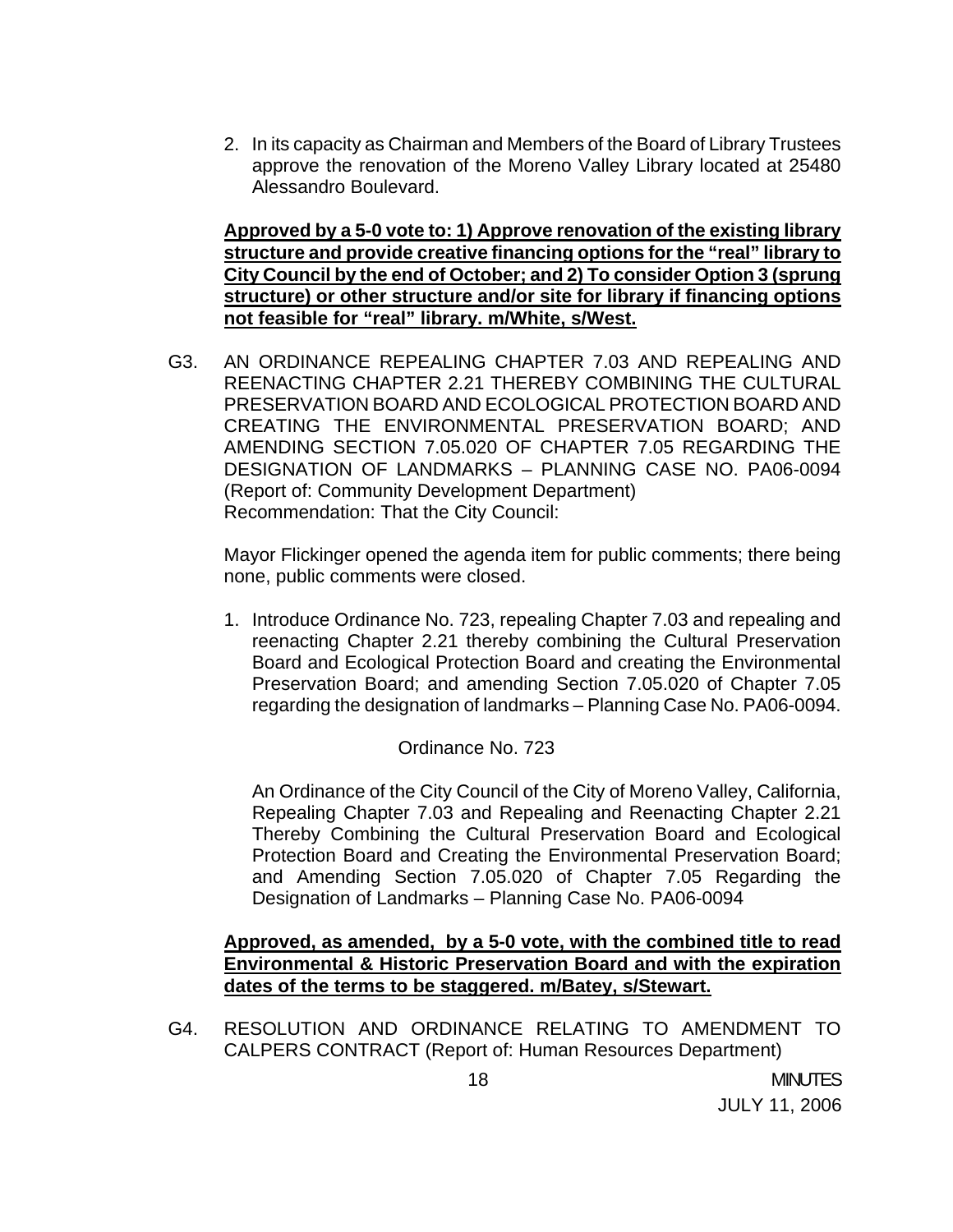2. In its capacity as Chairman and Members of the Board of Library Trustees approve the renovation of the Moreno Valley Library located at 25480 Alessandro Boulevard.

**Approved by a 5-0 vote to: 1) Approve renovation of the existing library structure and provide creative financing options for the "real" library to City Council by the end of October; and 2) To consider Option 3 (sprung structure) or other structure and/or site for library if financing options not feasible for "real" library. m/White, s/West.**

G3. AN ORDINANCE REPEALING CHAPTER 7.03 AND REPEALING AND REENACTING CHAPTER 2.21 THEREBY COMBINING THE CULTURAL PRESERVATION BOARD AND ECOLOGICAL PROTECTION BOARD AND CREATING THE ENVIRONMENTAL PRESERVATION BOARD; AND AMENDING SECTION 7.05.020 OF CHAPTER 7.05 REGARDING THE DESIGNATION OF LANDMARKS – PLANNING CASE NO. PA06-0094 (Report of: Community Development Department)
Recommendation: That the City Council:

Mayor Flickinger opened the agenda item for public comments; there being none, public comments were closed.

1. Introduce Ordinance No. 723, repealing Chapter 7.03 and repealing and reenacting Chapter 2.21 thereby combining the Cultural Preservation Board and Ecological Protection Board and creating the Environmental Preservation Board; and amending Section 7.05.020 of Chapter 7.05 regarding the designation of landmarks – Planning Case No. PA06-0094.

Ordinance No. 723

An Ordinance of the City Council of the City of Moreno Valley, California, Repealing Chapter 7.03 and Repealing and Reenacting Chapter 2.21 Thereby Combining the Cultural Preservation Board and Ecological Protection Board and Creating the Environmental Preservation Board; and Amending Section 7.05.020 of Chapter 7.05 Regarding the Designation of Landmarks – Planning Case No. PA06-0094

**Approved, as amended, by a 5-0 vote, with the combined title to read Environmental & Historic Preservation Board and with the expiration dates of the terms to be staggered. m/Batey, s/Stewart.**

G4. RESOLUTION AND ORDINANCE RELATING TO AMENDMENT TO CALPERS CONTRACT (Report of: Human Resources Department)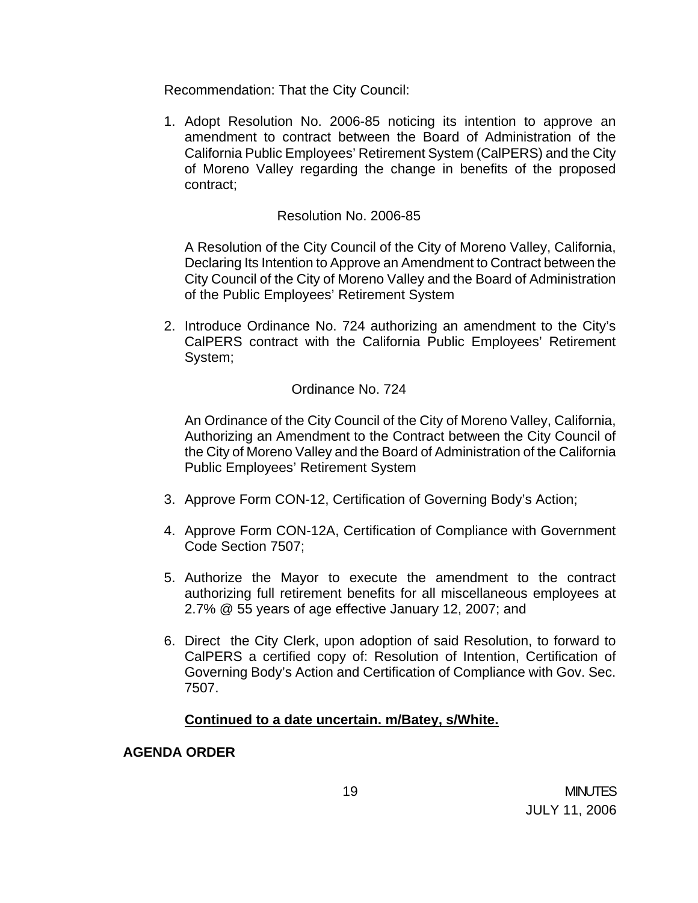Recommendation: That the City Council:

1. Adopt Resolution No. 2006-85 noticing its intention to approve an amendment to contract between the Board of Administration of the California Public Employees' Retirement System (CalPERS) and the City of Moreno Valley regarding the change in benefits of the proposed contract;

   Resolution No. 2006-85

   A Resolution of the City Council of the City of Moreno Valley, California, Declaring Its Intention to Approve an Amendment to Contract between the City Council of the City of Moreno Valley and the Board of Administration of the Public Employees' Retirement System

2. Introduce Ordinance No. 724 authorizing an amendment to the City's CalPERS contract with the California Public Employees' Retirement System;

   Ordinance No. 724

   An Ordinance of the City Council of the City of Moreno Valley, California, Authorizing an Amendment to the Contract between the City Council of the City of Moreno Valley and the Board of Administration of the California Public Employees' Retirement System

3. Approve Form CON-12, Certification of Governing Body's Action;

4. Approve Form CON-12A, Certification of Compliance with Government Code Section 7507;

5. Authorize the Mayor to execute the amendment to the contract authorizing full retirement benefits for all miscellaneous employees at 2.7% @ 55 years of age effective January 12, 2007; and

6. Direct the City Clerk, upon adoption of said Resolution, to forward to CalPERS a certified copy of: Resolution of Intention, Certification of Governing Body's Action and Certification of Compliance with Gov. Sec. 7507.

**Continued to a date uncertain. m/Batey, s/White.**

**AGENDA ORDER**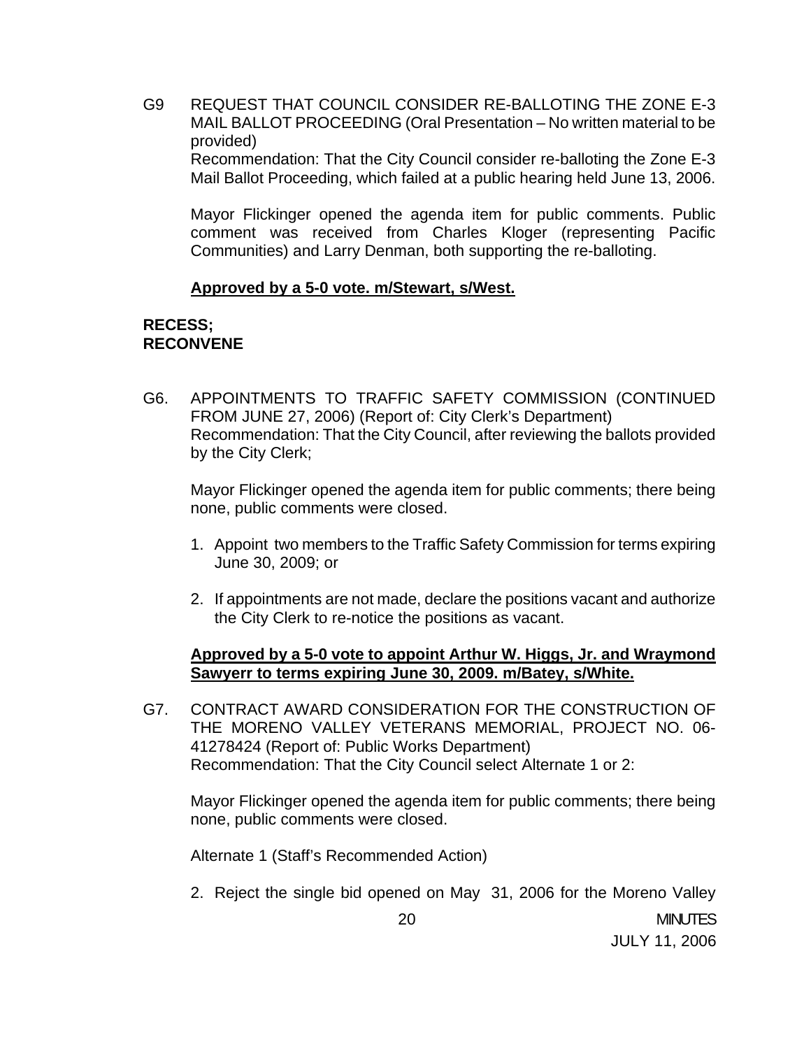G9 REQUEST THAT COUNCIL CONSIDER RE-BALLOTING THE ZONE E-3 MAIL BALLOT PROCEEDING (Oral Presentation – No written material to be provided)
Recommendation: That the City Council consider re-balloting the Zone E-3 Mail Ballot Proceeding, which failed at a public hearing held June 13, 2006.

Mayor Flickinger opened the agenda item for public comments. Public comment was received from Charles Kloger (representing Pacific Communities) and Larry Denman, both supporting the re-balloting.

**Approved by a 5-0 vote. m/Stewart, s/West.**

**RECESS;**
**RECONVENE**

G6. APPOINTMENTS TO TRAFFIC SAFETY COMMISSION (CONTINUED FROM JUNE 27, 2006) (Report of: City Clerk's Department)
Recommendation: That the City Council, after reviewing the ballots provided by the City Clerk;

Mayor Flickinger opened the agenda item for public comments; there being none, public comments were closed.

1. Appoint two members to the Traffic Safety Commission for terms expiring June 30, 2009; or
2. If appointments are not made, declare the positions vacant and authorize the City Clerk to re-notice the positions as vacant.

**Approved by a 5-0 vote to appoint Arthur W. Higgs, Jr. and Wraymond Sawyerr to terms expiring June 30, 2009. m/Batey, s/White.**

G7. CONTRACT AWARD CONSIDERATION FOR THE CONSTRUCTION OF THE MORENO VALLEY VETERANS MEMORIAL, PROJECT NO. 06-41278424 (Report of: Public Works Department)
Recommendation: That the City Council select Alternate 1 or 2:

Mayor Flickinger opened the agenda item for public comments; there being none, public comments were closed.

Alternate 1 (Staff's Recommended Action)

2. Reject the single bid opened on May 31, 2006 for the Moreno Valley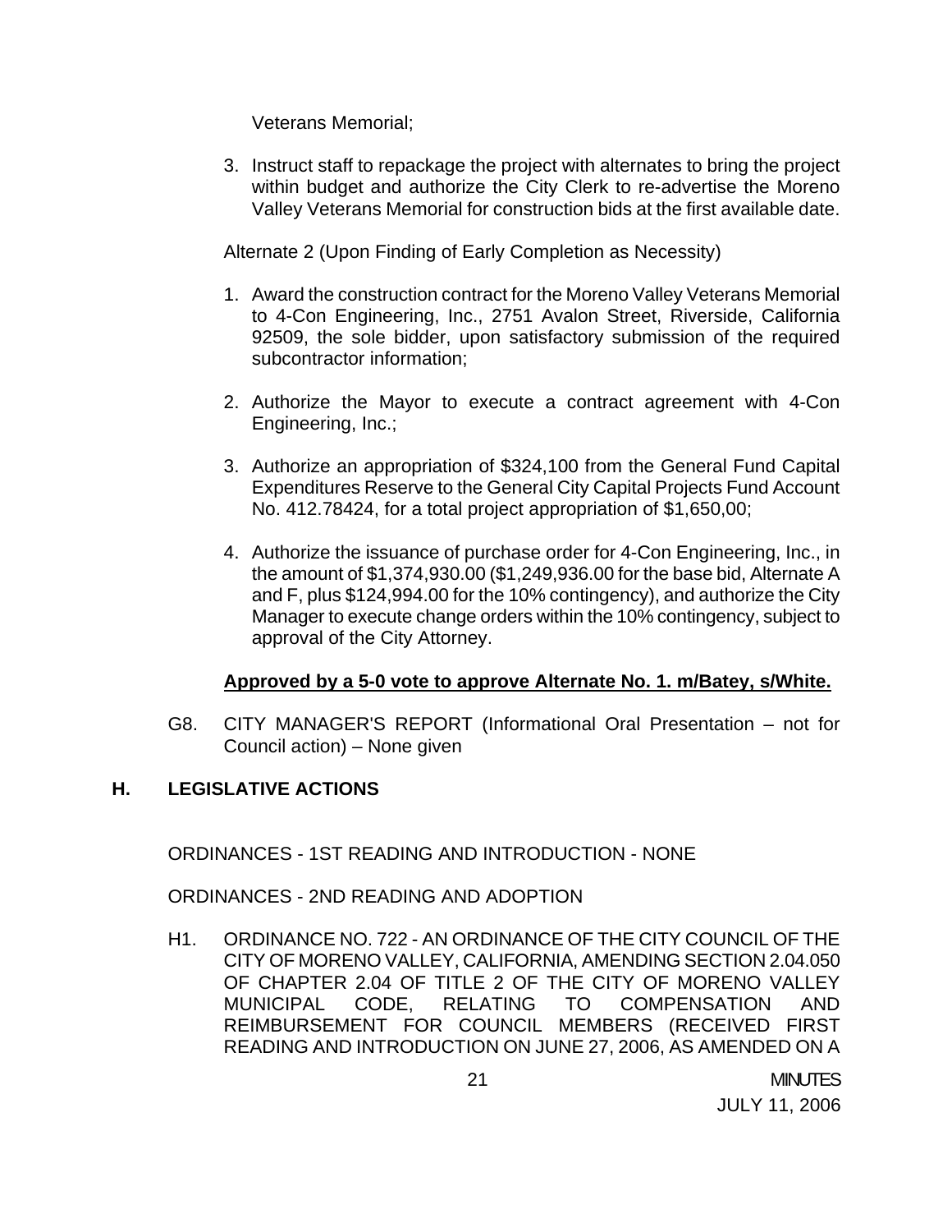Veterans Memorial;

3. Instruct staff to repackage the project with alternates to bring the project within budget and authorize the City Clerk to re-advertise the Moreno Valley Veterans Memorial for construction bids at the first available date.

Alternate 2 (Upon Finding of Early Completion as Necessity)

1. Award the construction contract for the Moreno Valley Veterans Memorial to 4-Con Engineering, Inc., 2751 Avalon Street, Riverside, California 92509, the sole bidder, upon satisfactory submission of the required subcontractor information;

2. Authorize the Mayor to execute a contract agreement with 4-Con Engineering, Inc.;

3. Authorize an appropriation of $324,100 from the General Fund Capital Expenditures Reserve to the General City Capital Projects Fund Account No. 412.78424, for a total project appropriation of $1,650,00;

4. Authorize the issuance of purchase order for 4-Con Engineering, Inc., in the amount of $1,374,930.00 ($1,249,936.00 for the base bid, Alternate A and F, plus $124,994.00 for the 10% contingency), and authorize the City Manager to execute change orders within the 10% contingency, subject to approval of the City Attorney.

**Approved by a 5-0 vote to approve Alternate No. 1. m/Batey, s/White.**

G8. CITY MANAGER'S REPORT (Informational Oral Presentation – not for Council action) – None given

## H. LEGISLATIVE ACTIONS

ORDINANCES - 1ST READING AND INTRODUCTION - NONE

ORDINANCES - 2ND READING AND ADOPTION

H1. ORDINANCE NO. 722 - AN ORDINANCE OF THE CITY COUNCIL OF THE CITY OF MORENO VALLEY, CALIFORNIA, AMENDING SECTION 2.04.050 OF CHAPTER 2.04 OF TITLE 2 OF THE CITY OF MORENO VALLEY MUNICIPAL CODE, RELATING TO COMPENSATION AND REIMBURSEMENT FOR COUNCIL MEMBERS (RECEIVED FIRST READING AND INTRODUCTION ON JUNE 27, 2006, AS AMENDED ON A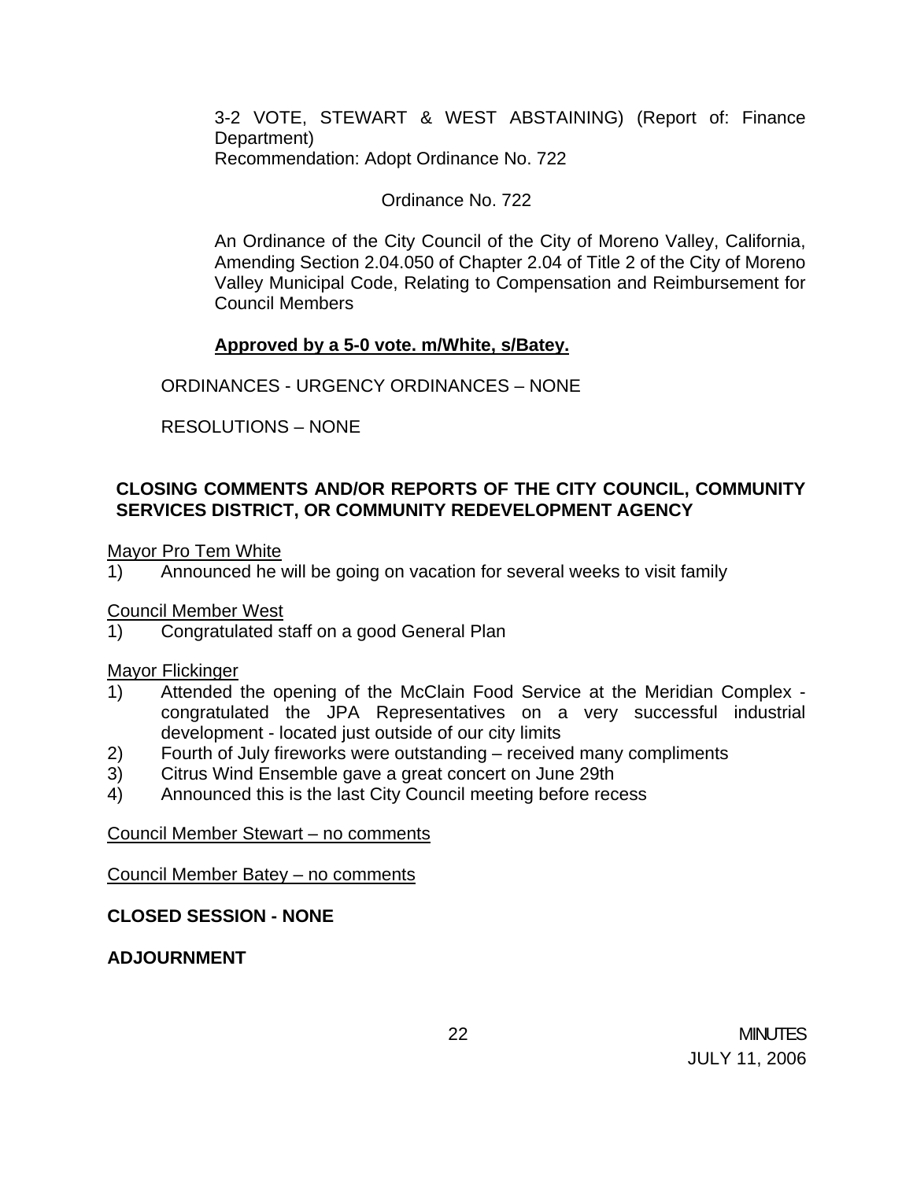3-2 VOTE, STEWART & WEST ABSTAINING) (Report of: Finance Department)
Recommendation: Adopt Ordinance No. 722

Ordinance No. 722

An Ordinance of the City Council of the City of Moreno Valley, California, Amending Section 2.04.050 of Chapter 2.04 of Title 2 of the City of Moreno Valley Municipal Code, Relating to Compensation and Reimbursement for Council Members

**Approved by a 5-0 vote. m/White, s/Batey.**

ORDINANCES - URGENCY ORDINANCES – NONE

RESOLUTIONS – NONE

**CLOSING COMMENTS AND/OR REPORTS OF THE CITY COUNCIL, COMMUNITY SERVICES DISTRICT, OR COMMUNITY REDEVELOPMENT AGENCY**

Mayor Pro Tem White

1) Announced he will be going on vacation for several weeks to visit family

Council Member West

1) Congratulated staff on a good General Plan

Mayor Flickinger

1) Attended the opening of the McClain Food Service at the Meridian Complex - congratulated the JPA Representatives on a very successful industrial development - located just outside of our city limits
2) Fourth of July fireworks were outstanding – received many compliments
3) Citrus Wind Ensemble gave a great concert on June 29th
4) Announced this is the last City Council meeting before recess

Council Member Stewart – no comments

Council Member Batey – no comments

**CLOSED SESSION - NONE**

**ADJOURNMENT**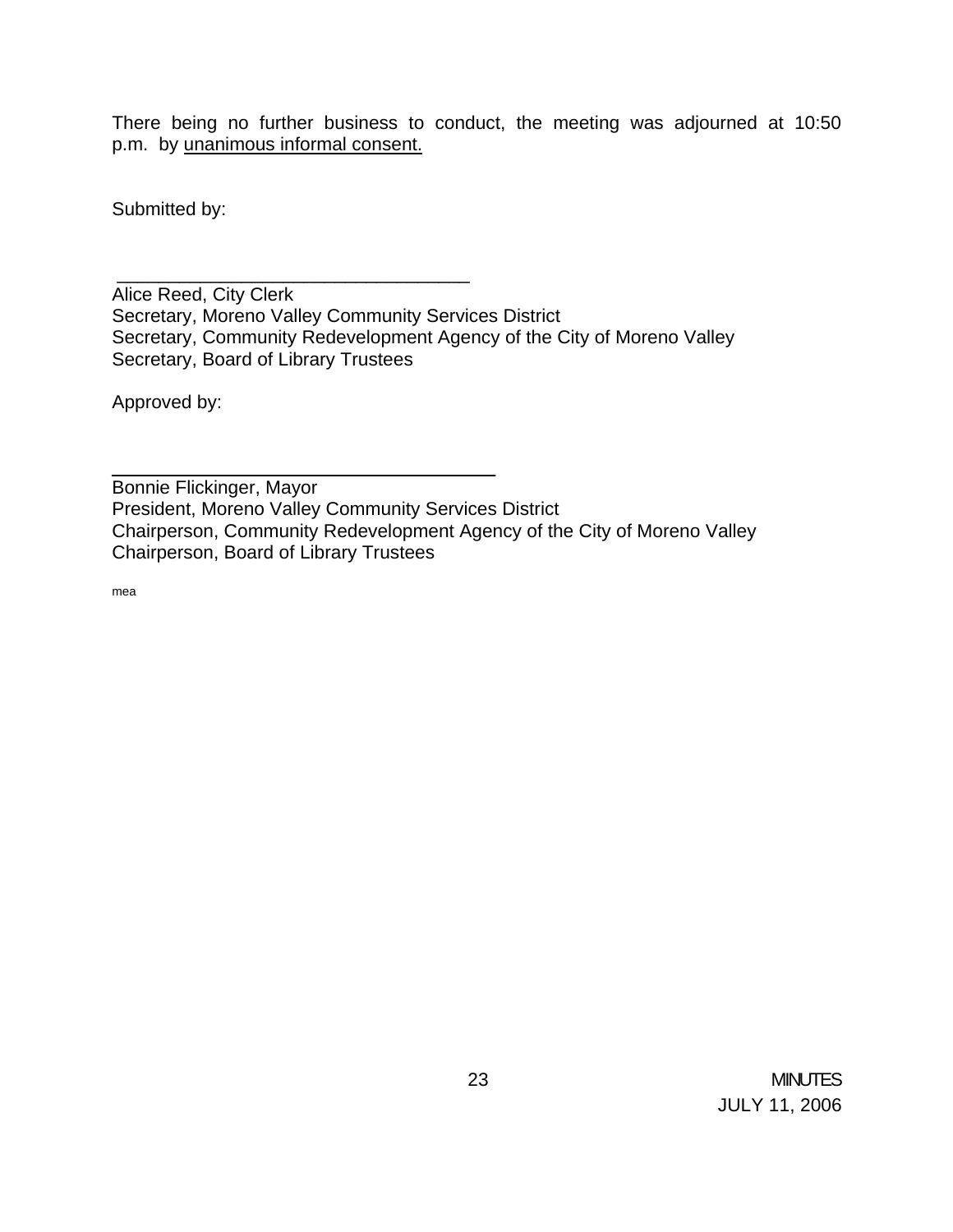There being no further business to conduct, the meeting was adjourned at 10:50 p.m. by unanimous informal consent.

Submitted by:

\_\_\_\_\_\_\_\_\_\_\_\_\_\_\_\_\_\_\_\_\_\_\_\_\_\_\_\_\_\_\_\_\_\_\_

Alice Reed, City Clerk
Secretary, Moreno Valley Community Services District
Secretary, Community Redevelopment Agency of the City of Moreno Valley
Secretary, Board of Library Trustees

Approved by:

\_\_\_\_\_\_\_\_\_\_\_\_\_\_\_\_\_\_\_\_\_\_\_\_\_\_\_\_\_\_\_\_\_\_\_

Bonnie Flickinger, Mayor
President, Moreno Valley Community Services District
Chairperson, Community Redevelopment Agency of the City of Moreno Valley
Chairperson, Board of Library Trustees

mea